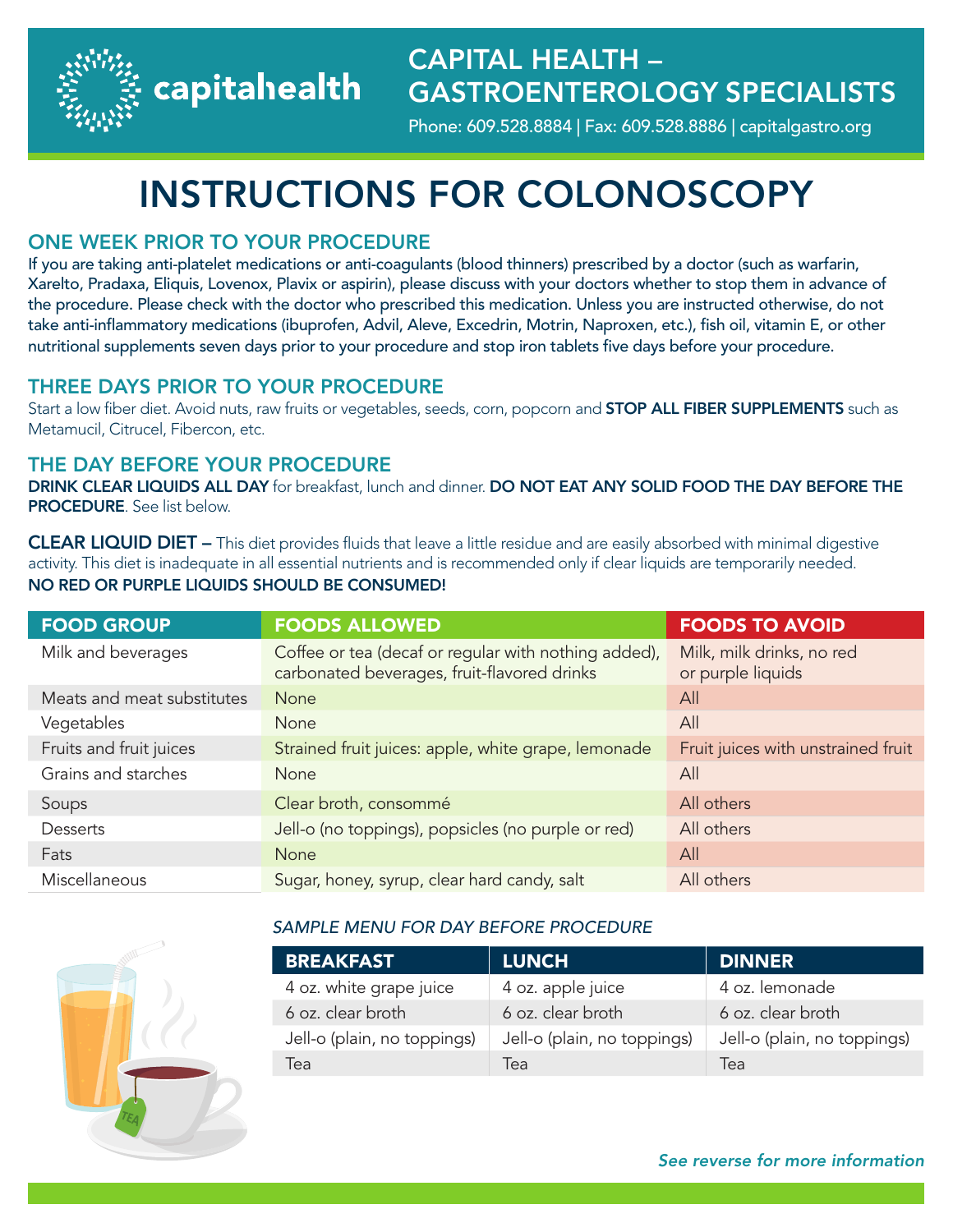# CAPITAL HEALTH – GASTROENTEROLOGY SPECIALISTS

capitalhealth

Phone: 609.528.8884 | Fax: 609.528.8886 | capitalgastro.org

# INSTRUCTIONS FOR COLONOSCOPY

## ONE WEEK PRIOR TO YOUR PROCEDURE

If you are taking anti-platelet medications or anti-coagulants (blood thinners) prescribed by a doctor (such as warfarin, Xarelto, Pradaxa, Eliquis, Lovenox, Plavix or aspirin), please discuss with your doctors whether to stop them in advance of the procedure. Please check with the doctor who prescribed this medication. Unless you are instructed otherwise, do not take anti-inflammatory medications (ibuprofen, Advil, Aleve, Excedrin, Motrin, Naproxen, etc.), fish oil, vitamin E, or other nutritional supplements seven days prior to your procedure and stop iron tablets five days before your procedure.

## THREE DAYS PRIOR TO YOUR PROCEDURE

Start a low fiber diet. Avoid nuts, raw fruits or vegetables, seeds, corn, popcorn and **STOP ALL FIBER SUPPLEMENTS** such as Metamucil, Citrucel, Fibercon, etc.

## THE DAY BEFORE YOUR PROCEDURE

**DRINK CLEAR LIQUIDS ALL DAY** for breakfast, lunch and dinner. **DO NOT EAT ANY SOLID FOOD THE DAY BEFORE THE PROCEDURE**. See list below.

**CLEAR LIQUID DIET –** This diet provides fluids that leave a little residue and are easily absorbed with minimal digestive activity. This diet is inadequate in all essential nutrients and is recommended only if clear liquids are temporarily needed.
**NO RED OR PURPLE LIQUIDS SHOULD BE CONSUMED!**

| FOOD GROUP | FOODS ALLOWED | FOODS TO AVOID |
| --- | --- | --- |
| Milk and beverages | Coffee or tea (decaf or regular with nothing added), carbonated beverages, fruit-flavored drinks | Milk, milk drinks, no red or purple liquids |
| Meats and meat substitutes | None | All |
| Vegetables | None | All |
| Fruits and fruit juices | Strained fruit juices: apple, white grape, lemonade | Fruit juices with unstrained fruit |
| Grains and starches | None | All |
| Soups | Clear broth, consommé | All others |
| Desserts | Jell-o (no toppings), popsicles (no purple or red) | All others |
| Fats | None | All |
| Miscellaneous | Sugar, honey, syrup, clear hard candy, salt | All others |

*SAMPLE MENU FOR DAY BEFORE PROCEDURE*

| BREAKFAST | LUNCH | DINNER |
| --- | --- | --- |
| 4 oz. white grape juice | 4 oz. apple juice | 4 oz. lemonade |
| 6 oz. clear broth | 6 oz. clear broth | 6 oz. clear broth |
| Jell-o (plain, no toppings) | Jell-o (plain, no toppings) | Jell-o (plain, no toppings) |
| Tea | Tea | Tea |

*See reverse for more information*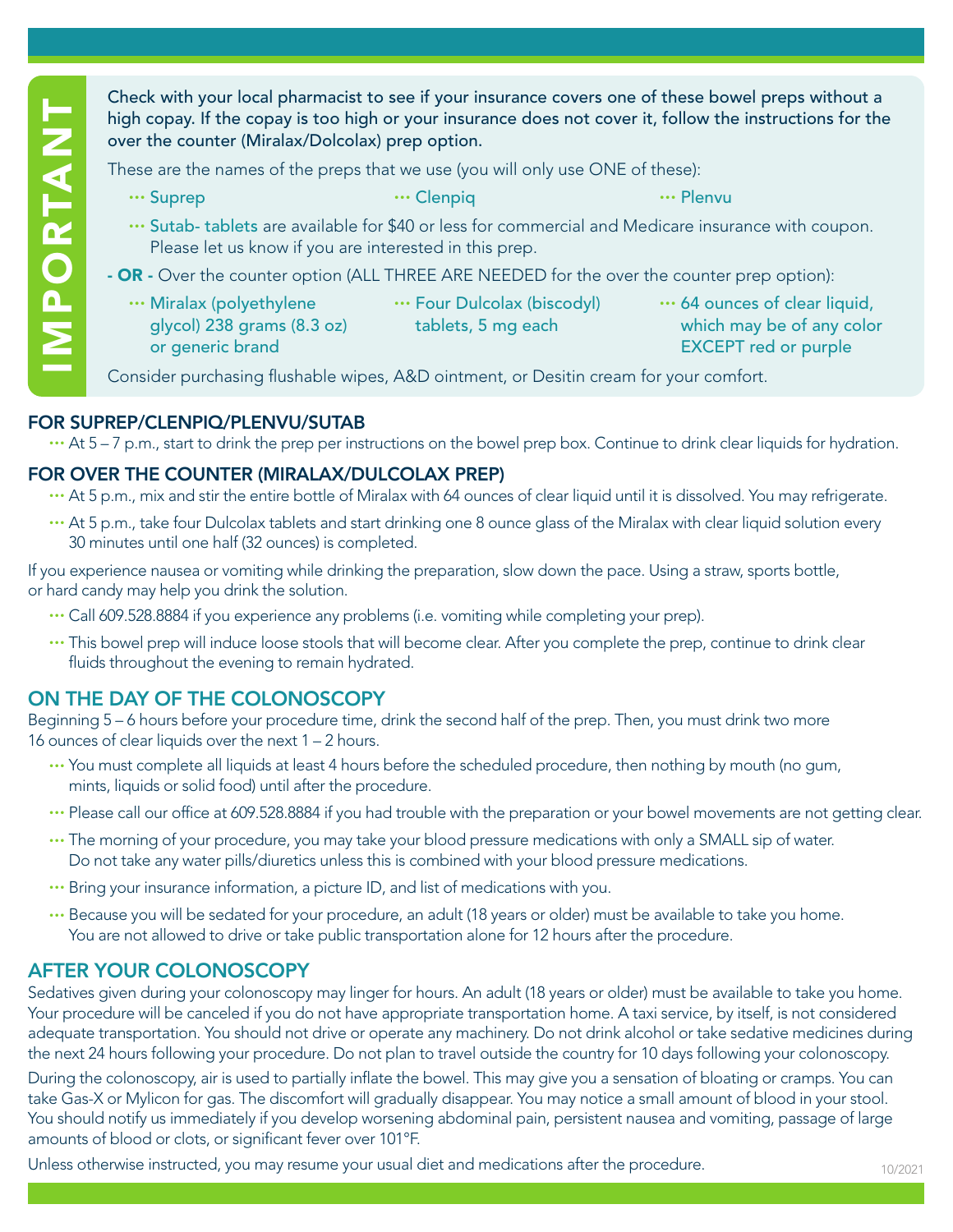# IMPORTANT

Check with your local pharmacist to see if your insurance covers one of these bowel preps without a high copay. If the copay is too high or your insurance does not cover it, follow the instructions for the over the counter (Miralax/Dolcolax) prep option.

These are the names of the preps that we use (you will only use ONE of these):

- Suprep
- Clenpiq
- Plenvu
- Sutab- tablets are available for $40 or less for commercial and Medicare insurance with coupon. Please let us know if you are interested in this prep.

**- OR -** Over the counter option (ALL THREE ARE NEEDED for the over the counter prep option):

- Miralax (polyethylene glycol) 238 grams (8.3 oz) or generic brand
- Four Dulcolax (biscodyl) tablets, 5 mg each
- 64 ounces of clear liquid, which may be of any color EXCEPT red or purple

Consider purchasing flushable wipes, A&D ointment, or Desitin cream for your comfort.

## FOR SUPREP/CLENPIQ/PLENVU/SUTAB

- At 5 – 7 p.m., start to drink the prep per instructions on the bowel prep box. Continue to drink clear liquids for hydration.

## FOR OVER THE COUNTER (MIRALAX/DULCOLAX PREP)

- At 5 p.m., mix and stir the entire bottle of Miralax with 64 ounces of clear liquid until it is dissolved. You may refrigerate.
- At 5 p.m., take four Dulcolax tablets and start drinking one 8 ounce glass of the Miralax with clear liquid solution every 30 minutes until one half (32 ounces) is completed.

If you experience nausea or vomiting while drinking the preparation, slow down the pace. Using a straw, sports bottle, or hard candy may help you drink the solution.

- Call 609.528.8884 if you experience any problems (i.e. vomiting while completing your prep).
- This bowel prep will induce loose stools that will become clear. After you complete the prep, continue to drink clear fluids throughout the evening to remain hydrated.

## ON THE DAY OF THE COLONOSCOPY

Beginning 5 – 6 hours before your procedure time, drink the second half of the prep. Then, you must drink two more 16 ounces of clear liquids over the next 1 – 2 hours.

- You must complete all liquids at least 4 hours before the scheduled procedure, then nothing by mouth (no gum, mints, liquids or solid food) until after the procedure.
- Please call our office at 609.528.8884 if you had trouble with the preparation or your bowel movements are not getting clear.
- The morning of your procedure, you may take your blood pressure medications with only a SMALL sip of water. Do not take any water pills/diuretics unless this is combined with your blood pressure medications.
- Bring your insurance information, a picture ID, and list of medications with you.
- Because you will be sedated for your procedure, an adult (18 years or older) must be available to take you home. You are not allowed to drive or take public transportation alone for 12 hours after the procedure.

## AFTER YOUR COLONOSCOPY

Sedatives given during your colonoscopy may linger for hours. An adult (18 years or older) must be available to take you home. Your procedure will be canceled if you do not have appropriate transportation home. A taxi service, by itself, is not considered adequate transportation. You should not drive or operate any machinery. Do not drink alcohol or take sedative medicines during the next 24 hours following your procedure. Do not plan to travel outside the country for 10 days following your colonoscopy.

During the colonoscopy, air is used to partially inflate the bowel. This may give you a sensation of bloating or cramps. You can take Gas-X or Mylicon for gas. The discomfort will gradually disappear. You may notice a small amount of blood in your stool. You should notify us immediately if you develop worsening abdominal pain, persistent nausea and vomiting, passage of large amounts of blood or clots, or significant fever over 101°F.

Unless otherwise instructed, you may resume your usual diet and medications after the procedure.

10/2021